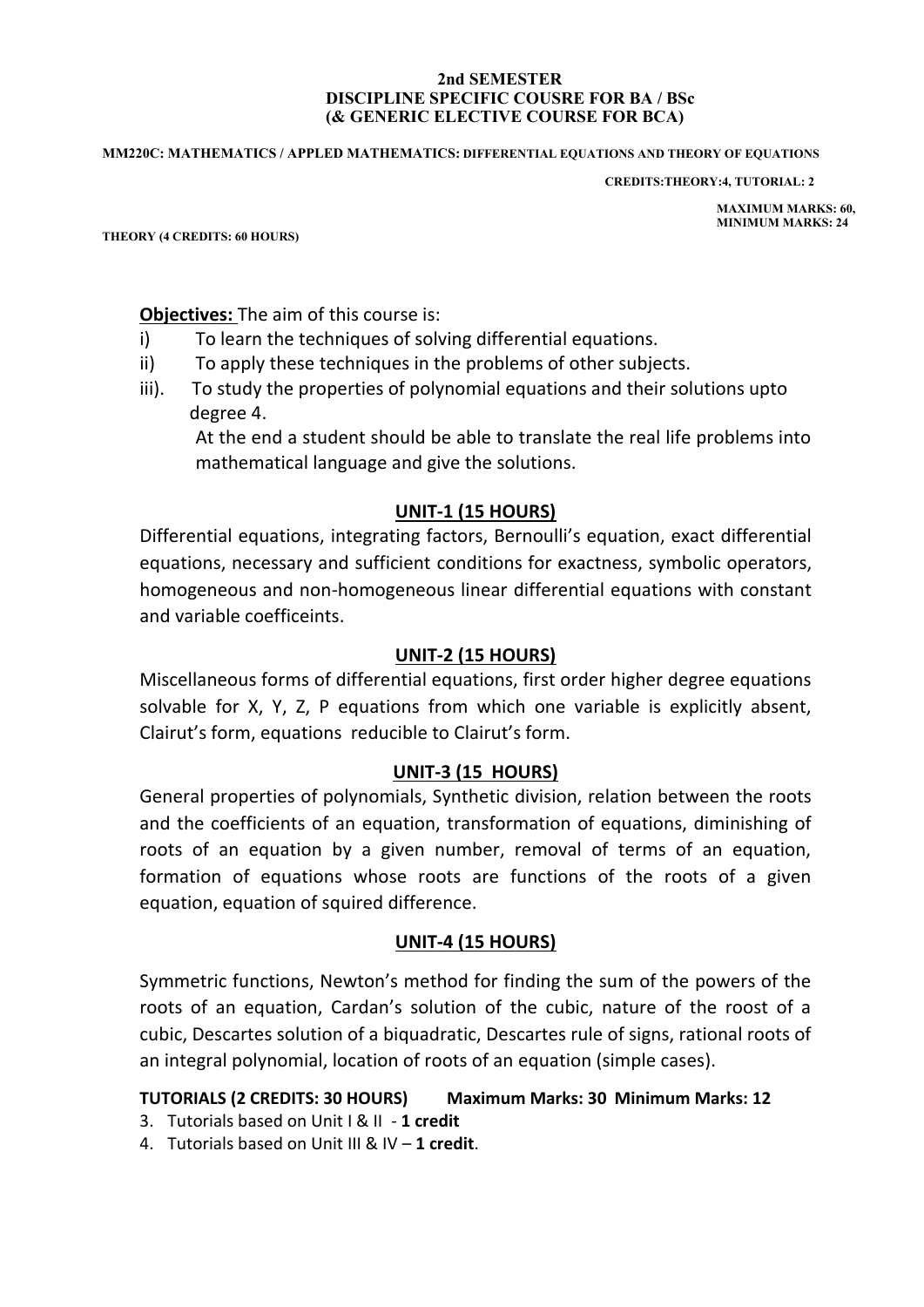**2nd SEMESTER**
**DISCIPLINE SPECIFIC COUSRE FOR BA / BSc**
**(& GENERIC ELECTIVE COURSE FOR BCA)**

**MM220C: MATHEMATICS / APPLED MATHEMATICS: DIFFERENTIAL EQUATIONS AND THEORY OF EQUATIONS**

**CREDITS:THEORY:4, TUTORIAL: 2**

**MAXIMUM MARKS: 60,**
**MINIMUM MARKS: 24**

**THEORY (4 CREDITS: 60 HOURS)**

**Objectives:** The aim of this course is:

i) To learn the techniques of solving differential equations.

ii) To apply these techniques in the problems of other subjects.

iii). To study the properties of polynomial equations and their solutions upto degree 4.

At the end a student should be able to translate the real life problems into mathematical language and give the solutions.

## UNIT-1 (15 HOURS)

Differential equations, integrating factors, Bernoulli's equation, exact differential equations, necessary and sufficient conditions for exactness, symbolic operators, homogeneous and non-homogeneous linear differential equations with constant and variable coefficeints.

## UNIT-2 (15 HOURS)

Miscellaneous forms of differential equations, first order higher degree equations solvable for X, Y, Z, P equations from which one variable is explicitly absent, Clairut's form, equations reducible to Clairut's form.

## UNIT-3 (15 HOURS)

General properties of polynomials, Synthetic division, relation between the roots and the coefficients of an equation, transformation of equations, diminishing of roots of an equation by a given number, removal of terms of an equation, formation of equations whose roots are functions of the roots of a given equation, equation of squired difference.

## UNIT-4 (15 HOURS)

Symmetric functions, Newton's method for finding the sum of the powers of the roots of an equation, Cardan's solution of the cubic, nature of the roost of a cubic, Descartes solution of a biquadratic, Descartes rule of signs, rational roots of an integral polynomial, location of roots of an equation (simple cases).

**TUTORIALS (2 CREDITS: 30 HOURS) Maximum Marks: 30 Minimum Marks: 12**

3. Tutorials based on Unit I & II - **1 credit**
4. Tutorials based on Unit III & IV – **1 credit**.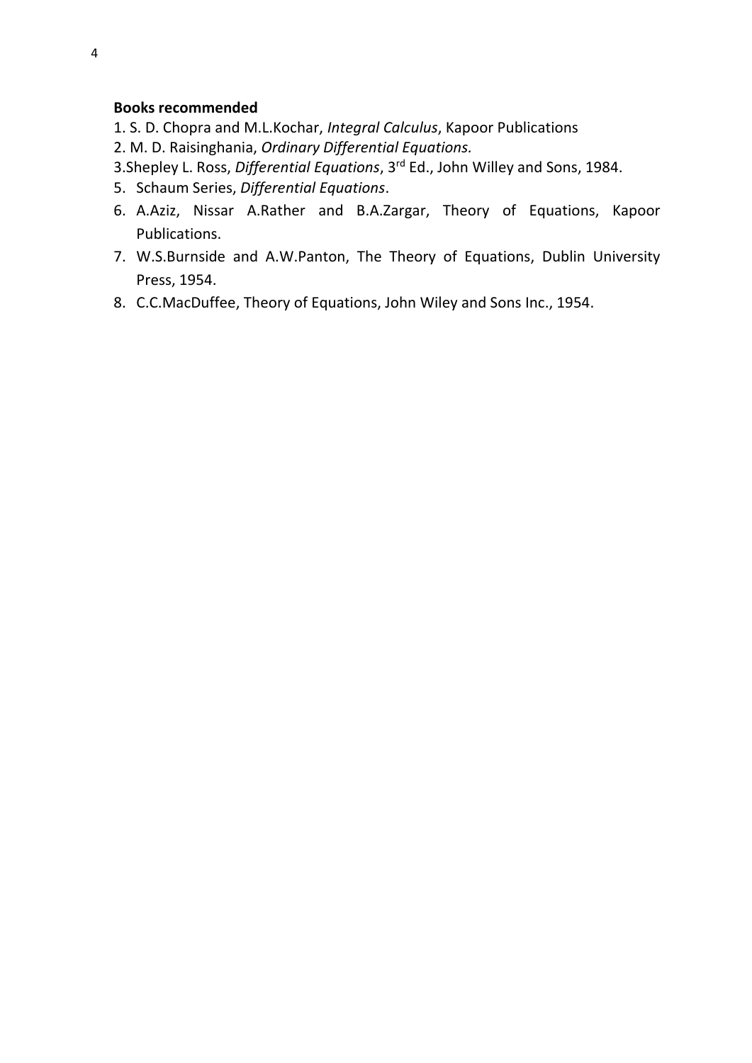**Books recommended**

1. S. D. Chopra and M.L.Kochar, *Integral Calculus*, Kapoor Publications
2. M. D. Raisinghania, *Ordinary Differential Equations.*
3. Shepley L. Ross, *Differential Equations*, 3rd Ed., John Willey and Sons, 1984.
5. Schaum Series, *Differential Equations*.
6. A.Aziz, Nissar A.Rather and B.A.Zargar, Theory of Equations, Kapoor Publications.
7. W.S.Burnside and A.W.Panton, The Theory of Equations, Dublin University Press, 1954.
8. C.C.MacDuffee, Theory of Equations, John Wiley and Sons Inc., 1954.